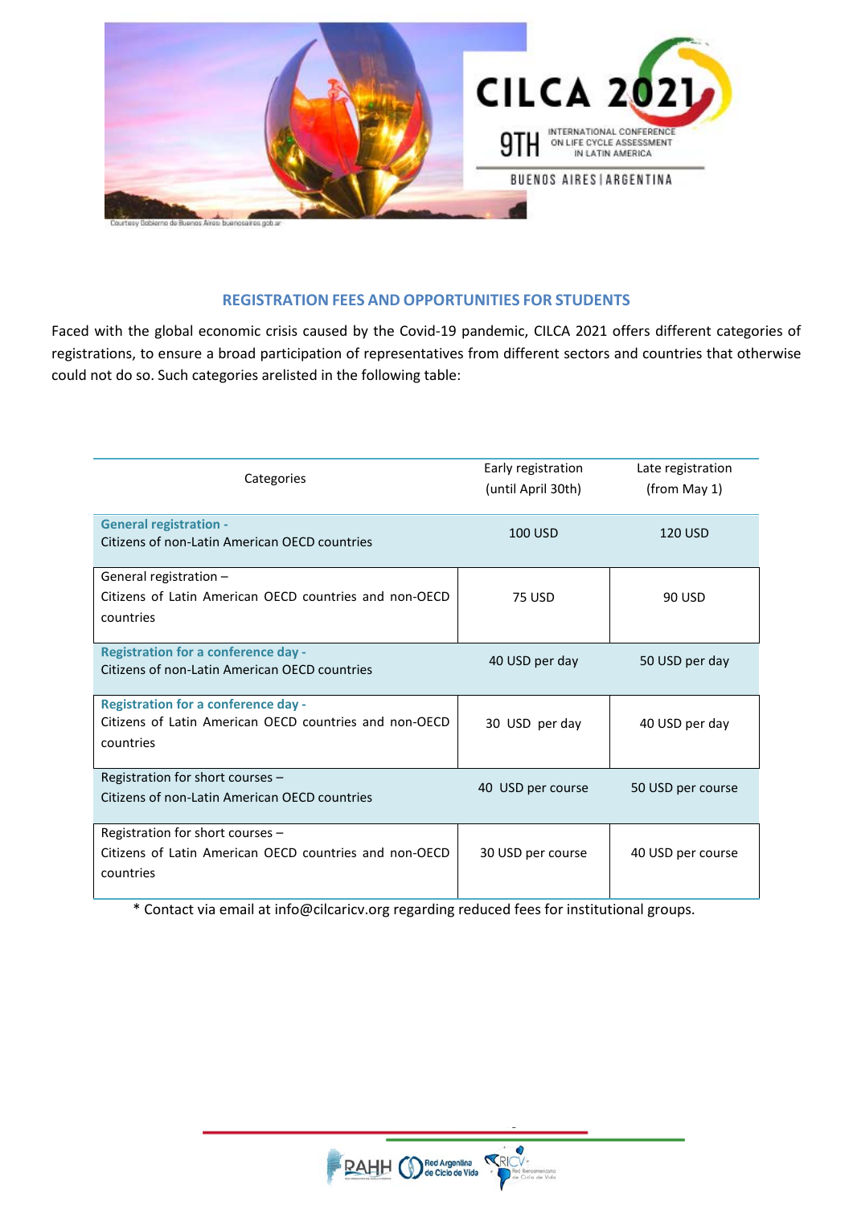CILCA 2021

9TH INTERNATIONAL CONFERENCE ON LIFE CYCLE ASSESSMENT IN LATIN AMERICA

BUENOS AIRES | ARGENTINA

Courtesy Gobierno de Buenos Aires: buenosaires.gob.ar

## REGISTRATION FEES AND OPPORTUNITIES FOR STUDENTS

Faced with the global economic crisis caused by the Covid-19 pandemic, CILCA 2021 offers different categories of registrations, to ensure a broad participation of representatives from different sectors and countries that otherwise could not do so. Such categories arelisted in the following table:

| Categories | Early registration (until April 30th) | Late registration (from May 1) |
|---|---|---|
| **General registration -** Citizens of non-Latin American OECD countries | 100 USD | 120 USD |
| General registration – Citizens of Latin American OECD countries and non-OECD countries | 75 USD | 90 USD |
| **Registration for a conference day -** Citizens of non-Latin American OECD countries | 40 USD per day | 50 USD per day |
| **Registration for a conference day -** Citizens of Latin American OECD countries and non-OECD countries | 30 USD per day | 40 USD per day |
| Registration for short courses – Citizens of non-Latin American OECD countries | 40 USD per course | 50 USD per course |
| Registration for short courses – Citizens of Latin American OECD countries and non-OECD countries | 30 USD per course | 40 USD per course |

* Contact via email at info@cilcaricv.org regarding reduced fees for institutional groups.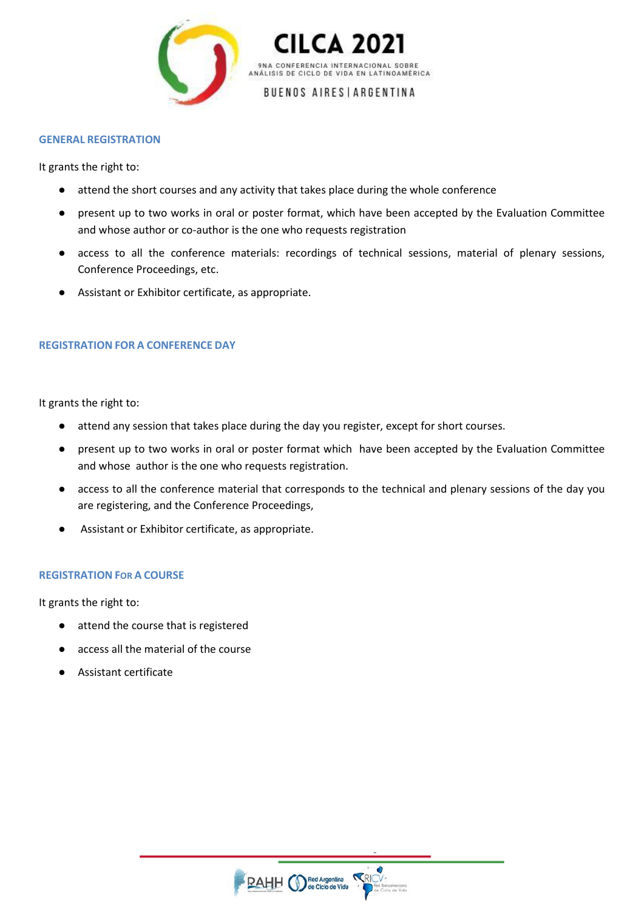## GENERAL REGISTRATION

It grants the right to:

- attend the short courses and any activity that takes place during the whole conference
- present up to two works in oral or poster format, which have been accepted by the Evaluation Committee and whose author or co-author is the one who requests registration
- access to all the conference materials: recordings of technical sessions, material of plenary sessions, Conference Proceedings, etc.
- Assistant or Exhibitor certificate, as appropriate.

## REGISTRATION FOR A CONFERENCE DAY

It grants the right to:

- attend any session that takes place during the day you register, except for short courses.
- present up to two works in oral or poster format which have been accepted by the Evaluation Committee and whose author is the one who requests registration.
- access to all the conference material that corresponds to the technical and plenary sessions of the day you are registering, and the Conference Proceedings,
- Assistant or Exhibitor certificate, as appropriate.

## REGISTRATION FOR A COURSE

It grants the right to:

- attend the course that is registered
- access all the material of the course
- Assistant certificate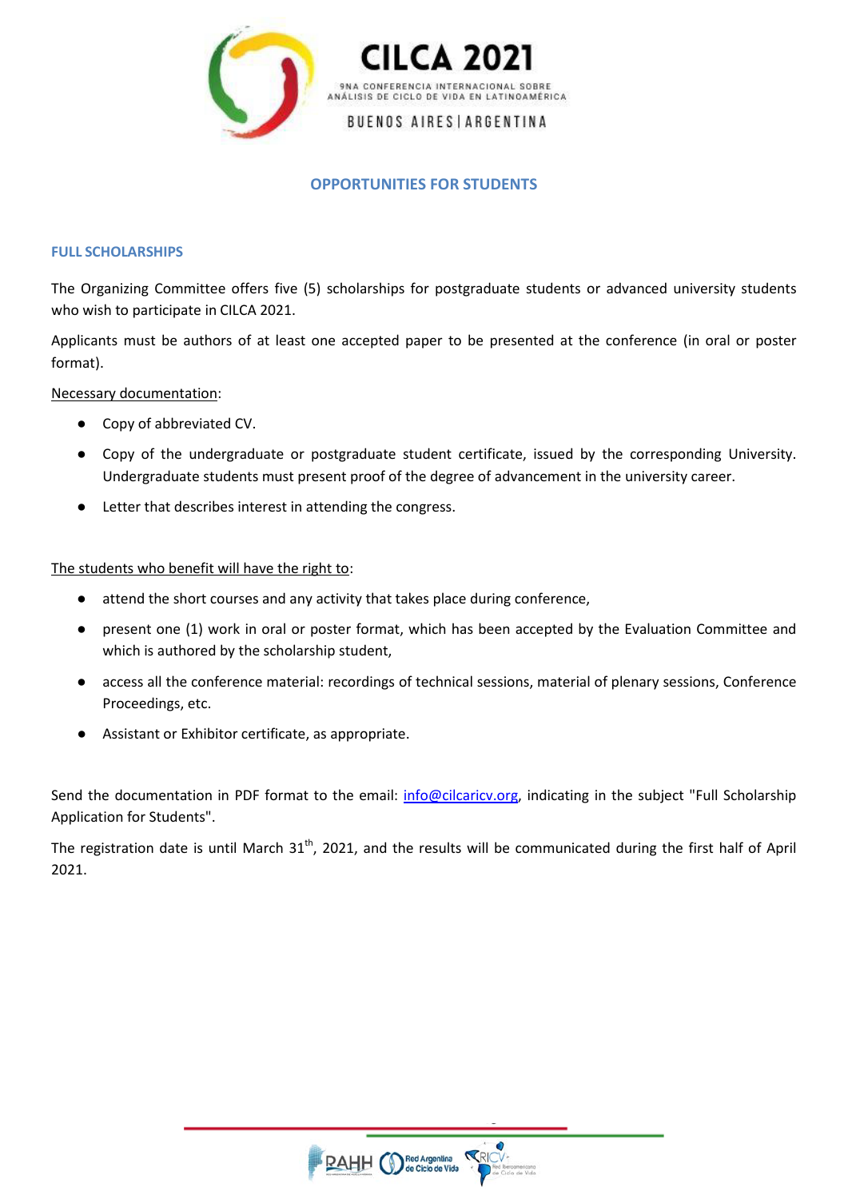## OPPORTUNITIES FOR STUDENTS

### FULL SCHOLARSHIPS

The Organizing Committee offers five (5) scholarships for postgraduate students or advanced university students who wish to participate in CILCA 2021.

Applicants must be authors of at least one accepted paper to be presented at the conference (in oral or poster format).

Necessary documentation:

- Copy of abbreviated CV.
- Copy of the undergraduate or postgraduate student certificate, issued by the corresponding University. Undergraduate students must present proof of the degree of advancement in the university career.
- Letter that describes interest in attending the congress.

The students who benefit will have the right to:

- attend the short courses and any activity that takes place during conference,
- present one (1) work in oral or poster format, which has been accepted by the Evaluation Committee and which is authored by the scholarship student,
- access all the conference material: recordings of technical sessions, material of plenary sessions, Conference Proceedings, etc.
- Assistant or Exhibitor certificate, as appropriate.

Send the documentation in PDF format to the email: info@cilcaricv.org, indicating in the subject "Full Scholarship Application for Students".

The registration date is until March 31th, 2021, and the results will be communicated during the first half of April 2021.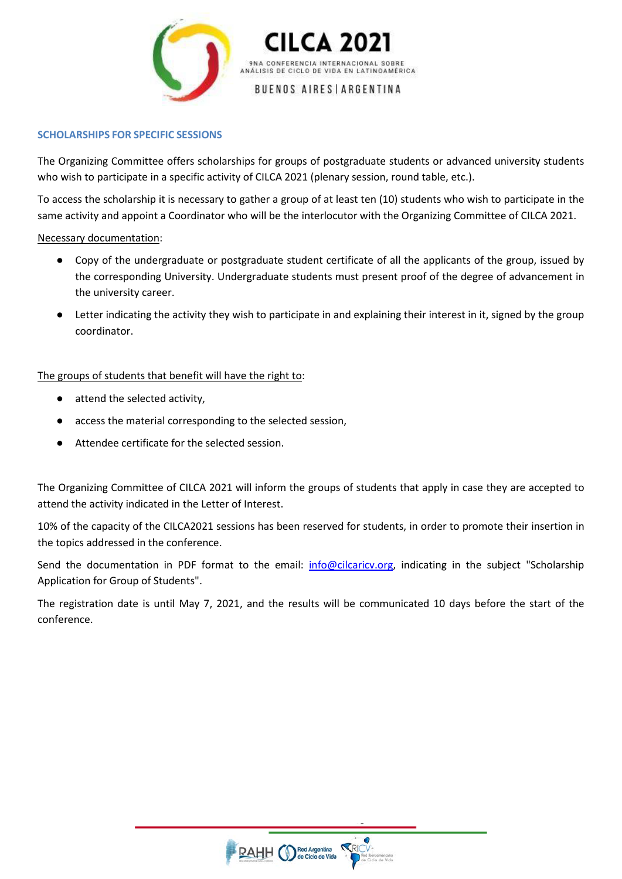## SCHOLARSHIPS FOR SPECIFIC SESSIONS

The Organizing Committee offers scholarships for groups of postgraduate students or advanced university students who wish to participate in a specific activity of CILCA 2021 (plenary session, round table, etc.).

To access the scholarship it is necessary to gather a group of at least ten (10) students who wish to participate in the same activity and appoint a Coordinator who will be the interlocutor with the Organizing Committee of CILCA 2021.

Necessary documentation:

- Copy of the undergraduate or postgraduate student certificate of all the applicants of the group, issued by the corresponding University. Undergraduate students must present proof of the degree of advancement in the university career.
- Letter indicating the activity they wish to participate in and explaining their interest in it, signed by the group coordinator.

The groups of students that benefit will have the right to:

- attend the selected activity,
- access the material corresponding to the selected session,
- Attendee certificate for the selected session.

The Organizing Committee of CILCA 2021 will inform the groups of students that apply in case they are accepted to attend the activity indicated in the Letter of Interest.

10% of the capacity of the CILCA2021 sessions has been reserved for students, in order to promote their insertion in the topics addressed in the conference.

Send the documentation in PDF format to the email: info@cilcaricv.org, indicating in the subject "Scholarship Application for Group of Students".

The registration date is until May 7, 2021, and the results will be communicated 10 days before the start of the conference.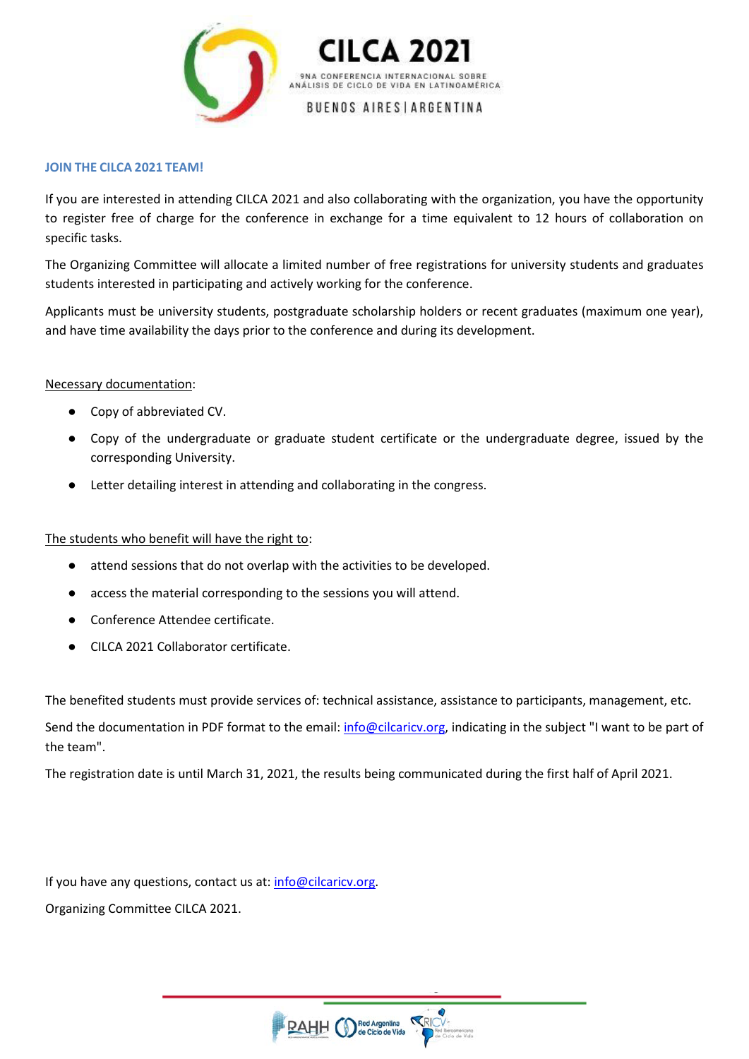CILCA 2021

9NA CONFERENCIA INTERNACIONAL SOBRE ANÁLISIS DE CICLO DE VIDA EN LATINOAMÉRICA

BUENOS AIRES | ARGENTINA

## JOIN THE CILCA 2021 TEAM!

If you are interested in attending CILCA 2021 and also collaborating with the organization, you have the opportunity to register free of charge for the conference in exchange for a time equivalent to 12 hours of collaboration on specific tasks.

The Organizing Committee will allocate a limited number of free registrations for university students and graduates students interested in participating and actively working for the conference.

Applicants must be university students, postgraduate scholarship holders or recent graduates (maximum one year), and have time availability the days prior to the conference and during its development.

Necessary documentation:

- Copy of abbreviated CV.
- Copy of the undergraduate or graduate student certificate or the undergraduate degree, issued by the corresponding University.
- Letter detailing interest in attending and collaborating in the congress.

The students who benefit will have the right to:

- attend sessions that do not overlap with the activities to be developed.
- access the material corresponding to the sessions you will attend.
- Conference Attendee certificate.
- CILCA 2021 Collaborator certificate.

The benefited students must provide services of: technical assistance, assistance to participants, management, etc.

Send the documentation in PDF format to the email: info@cilcaricv.org, indicating in the subject "I want to be part of the team".

The registration date is until March 31, 2021, the results being communicated during the first half of April 2021.

If you have any questions, contact us at: info@cilcaricv.org.

Organizing Committee CILCA 2021.